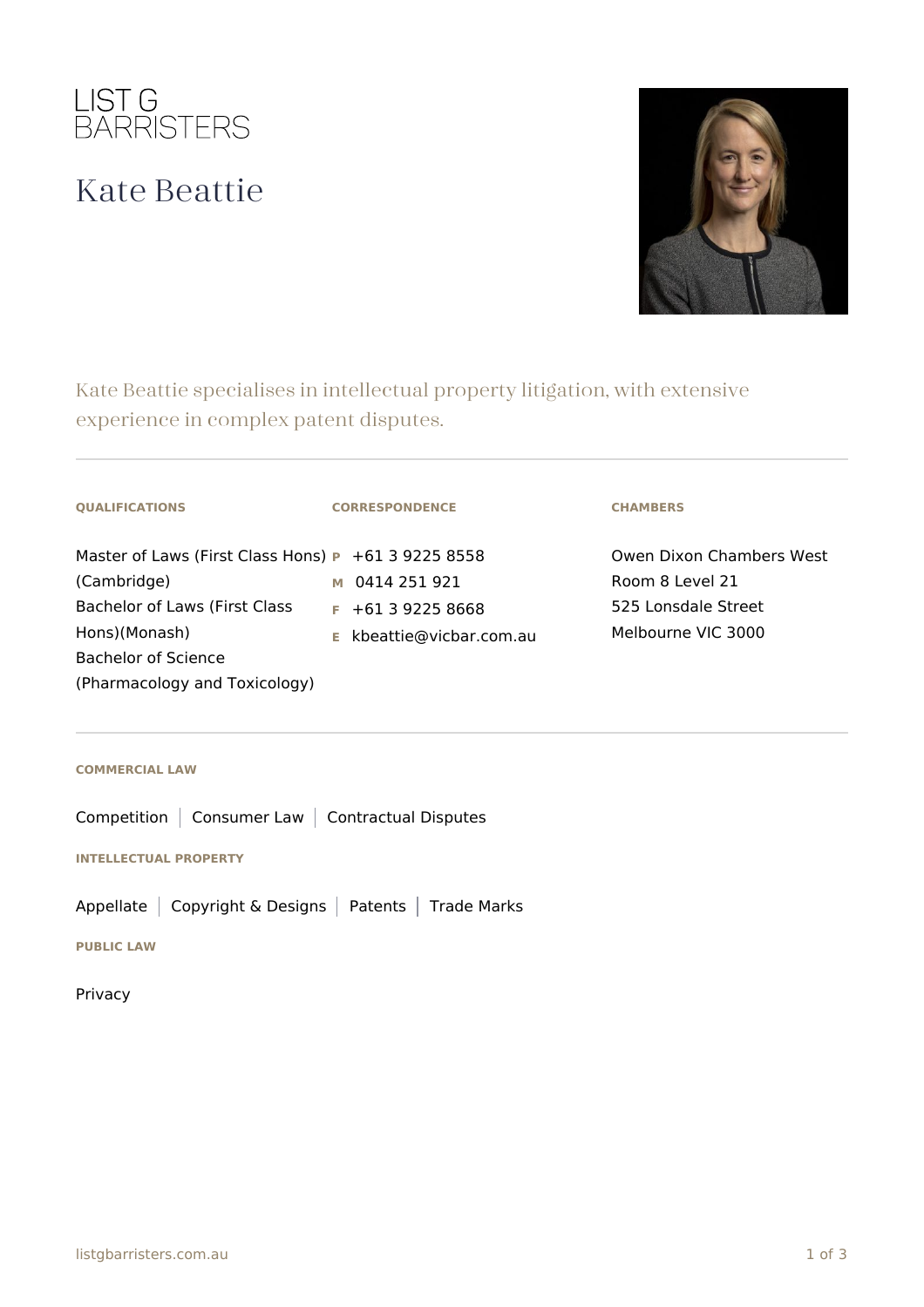LIST G BARRISTERS

# Kate Beattie

Kate Beattie specialises in intellectual property litigation, with extensive experience in complex patent disputes.

---

#### QUALIFICATIONS

Master of Laws (First Class Hons) (Cambridge)
Bachelor of Laws (First Class Hons)(Monash)
Bachelor of Science (Pharmacology and Toxicology)

#### CORRESPONDENCE

**P** +61 3 9225 8558
**M** 0414 251 921
**F** +61 3 9225 8668
**E** kbeattie@vicbar.com.au

#### CHAMBERS

Owen Dixon Chambers West
Room 8 Level 21
525 Lonsdale Street
Melbourne VIC 3000

---

#### COMMERCIAL LAW

Competition | Consumer Law | Contractual Disputes

#### INTELLECTUAL PROPERTY

Appellate | Copyright & Designs | Patents | Trade Marks

#### PUBLIC LAW

Privacy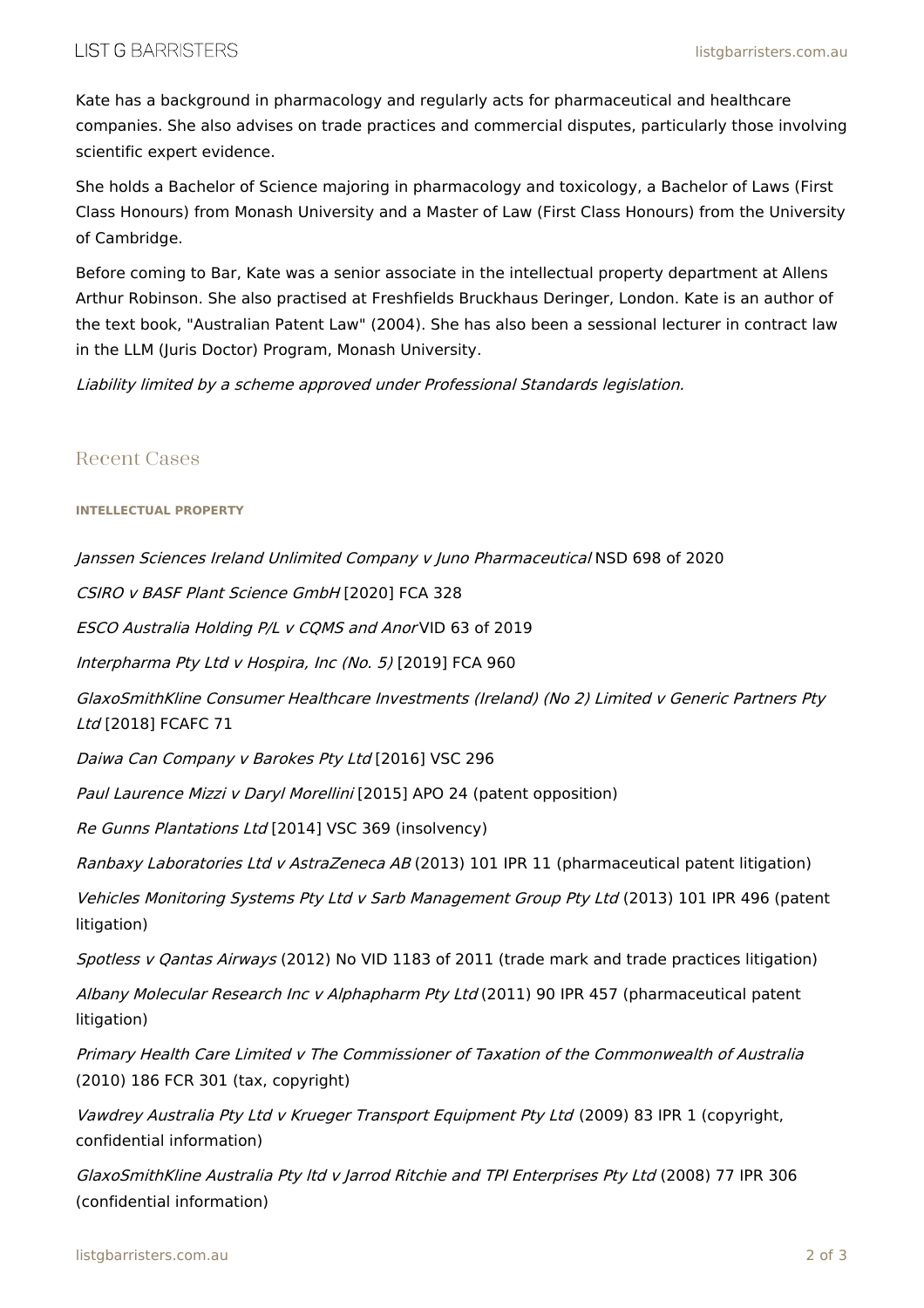Kate has a background in pharmacology and regularly acts for pharmaceutical and healthcare companies. She also advises on trade practices and commercial disputes, particularly those involving scientific expert evidence.

She holds a Bachelor of Science majoring in pharmacology and toxicology, a Bachelor of Laws (First Class Honours) from Monash University and a Master of Law (First Class Honours) from the University of Cambridge.

Before coming to Bar, Kate was a senior associate in the intellectual property department at Allens Arthur Robinson. She also practised at Freshfields Bruckhaus Deringer, London. Kate is an author of the text book, "Australian Patent Law" (2004). She has also been a sessional lecturer in contract law in the LLM (Juris Doctor) Program, Monash University.

*Liability limited by a scheme approved under Professional Standards legislation.*

## Recent Cases

#### INTELLECTUAL PROPERTY

*Janssen Sciences Ireland Unlimited Company v Juno Pharmaceutical* NSD 698 of 2020

*CSIRO v BASF Plant Science GmbH* [2020] FCA 328

*ESCO Australia Holding P/L v CQMS and Anor* VID 63 of 2019

*Interpharma Pty Ltd v Hospira, Inc (No. 5)* [2019] FCA 960

*GlaxoSmithKline Consumer Healthcare Investments (Ireland) (No 2) Limited v Generic Partners Pty Ltd* [2018] FCAFC 71

*Daiwa Can Company v Barokes Pty Ltd* [2016] VSC 296

*Paul Laurence Mizzi v Daryl Morellini* [2015] APO 24 (patent opposition)

*Re Gunns Plantations Ltd* [2014] VSC 369 (insolvency)

*Ranbaxy Laboratories Ltd v AstraZeneca AB* (2013) 101 IPR 11 (pharmaceutical patent litigation)

*Vehicles Monitoring Systems Pty Ltd v Sarb Management Group Pty Ltd* (2013) 101 IPR 496 (patent litigation)

*Spotless v Qantas Airways* (2012) No VID 1183 of 2011 (trade mark and trade practices litigation)

*Albany Molecular Research Inc v Alphapharm Pty Ltd* (2011) 90 IPR 457 (pharmaceutical patent litigation)

*Primary Health Care Limited v The Commissioner of Taxation of the Commonwealth of Australia* (2010) 186 FCR 301 (tax, copyright)

*Vawdrey Australia Pty Ltd v Krueger Transport Equipment Pty Ltd* (2009) 83 IPR 1 (copyright, confidential information)

*GlaxoSmithKline Australia Pty ltd v Jarrod Ritchie and TPI Enterprises Pty Ltd* (2008) 77 IPR 306 (confidential information)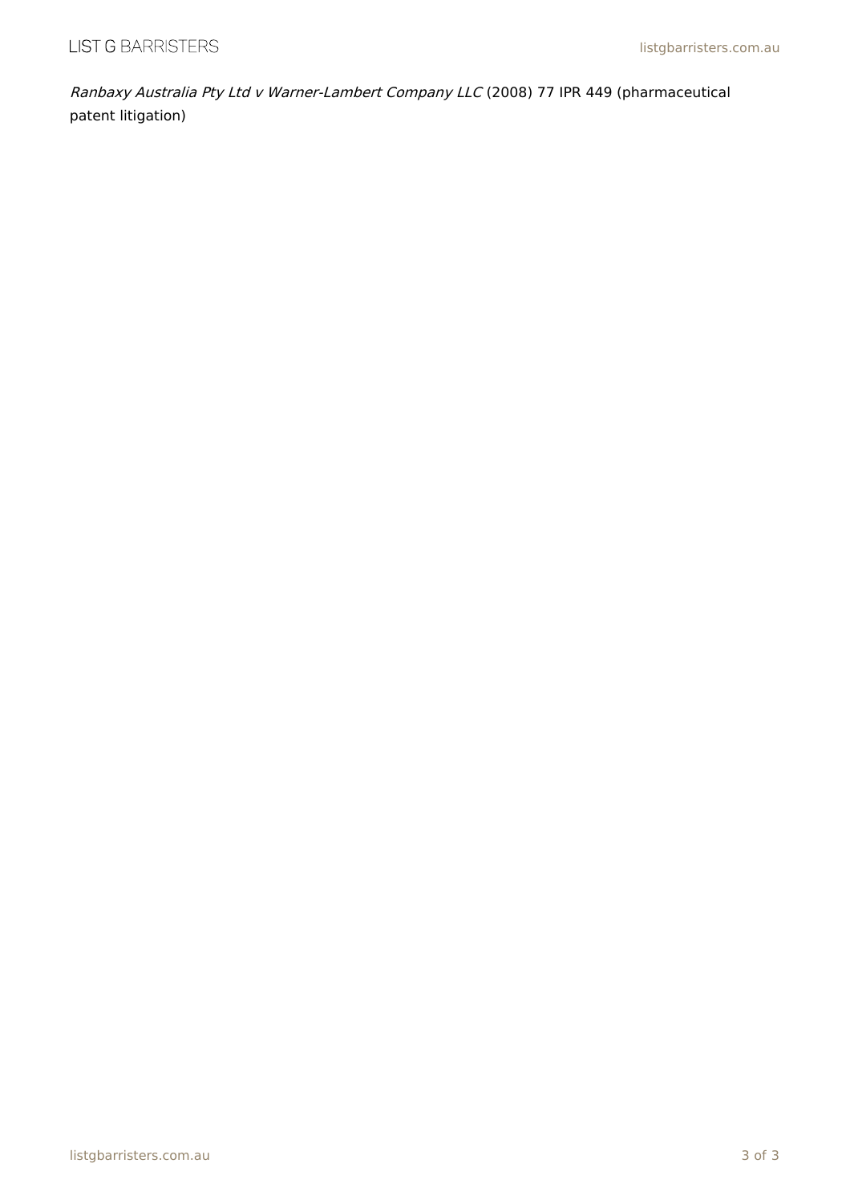*Ranbaxy Australia Pty Ltd v Warner-Lambert Company LLC* (2008) 77 IPR 449 (pharmaceutical patent litigation)